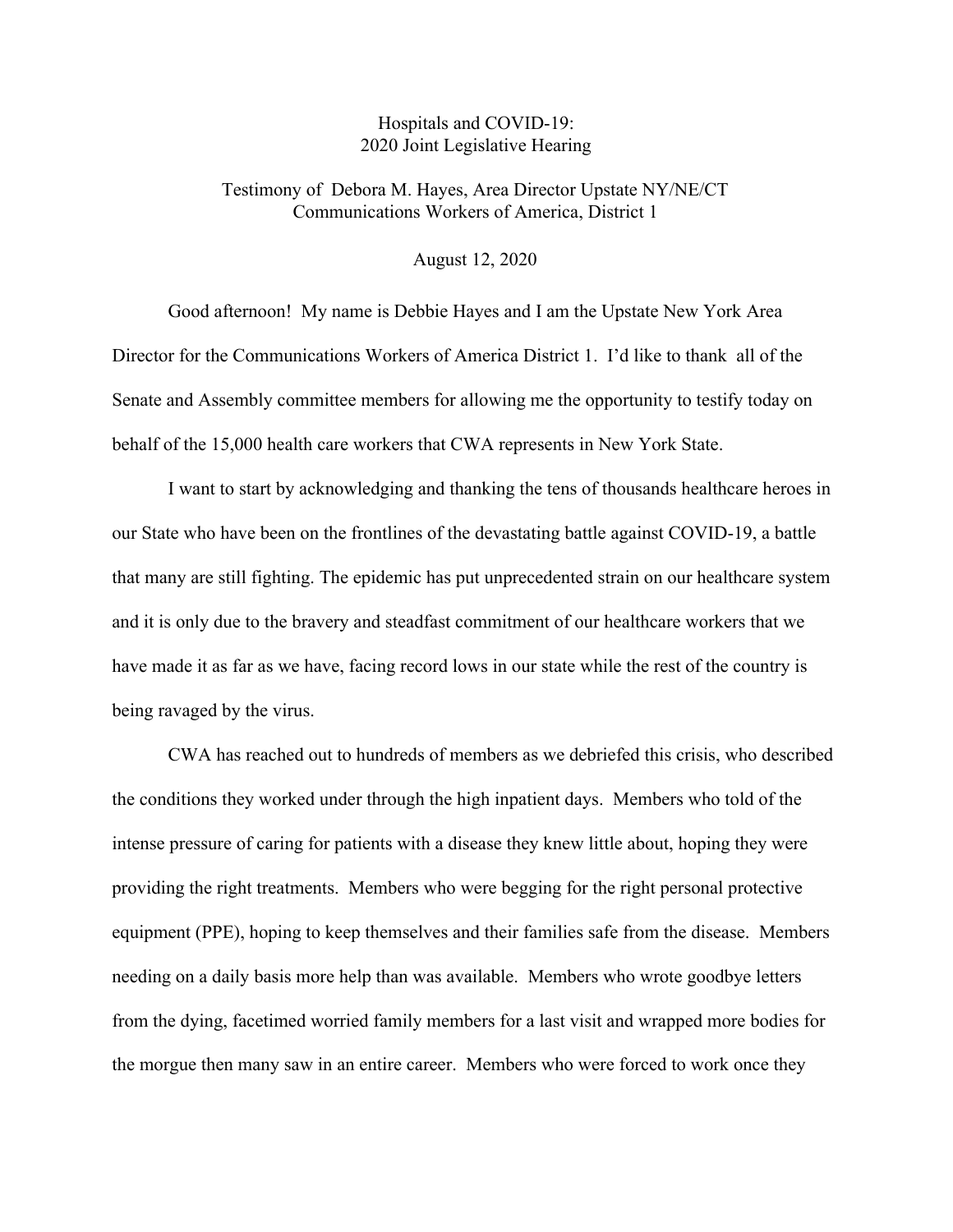# Hospitals and COVID-19:
# 2020 Joint Legislative Hearing

## Testimony of Debora M. Hayes, Area Director Upstate NY/NE/CT
## Communications Workers of America, District 1

August 12, 2020

Good afternoon! My name is Debbie Hayes and I am the Upstate New York Area Director for the Communications Workers of America District 1. I'd like to thank all of the Senate and Assembly committee members for allowing me the opportunity to testify today on behalf of the 15,000 health care workers that CWA represents in New York State.

I want to start by acknowledging and thanking the tens of thousands healthcare heroes in our State who have been on the frontlines of the devastating battle against COVID-19, a battle that many are still fighting. The epidemic has put unprecedented strain on our healthcare system and it is only due to the bravery and steadfast commitment of our healthcare workers that we have made it as far as we have, facing record lows in our state while the rest of the country is being ravaged by the virus.

CWA has reached out to hundreds of members as we debriefed this crisis, who described the conditions they worked under through the high inpatient days. Members who told of the intense pressure of caring for patients with a disease they knew little about, hoping they were providing the right treatments. Members who were begging for the right personal protective equipment (PPE), hoping to keep themselves and their families safe from the disease. Members needing on a daily basis more help than was available. Members who wrote goodbye letters from the dying, facetimed worried family members for a last visit and wrapped more bodies for the morgue then many saw in an entire career. Members who were forced to work once they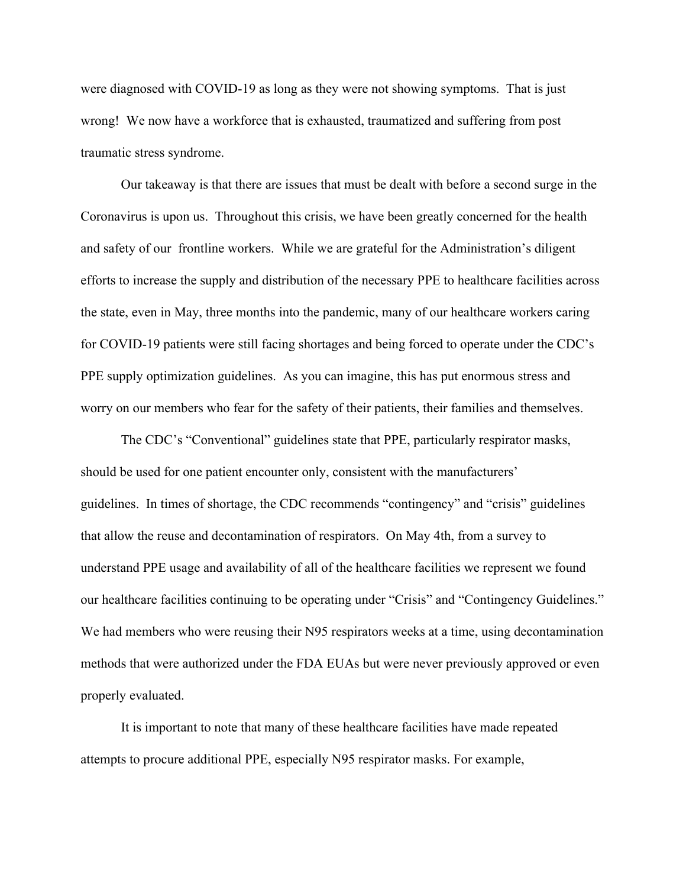were diagnosed with COVID-19 as long as they were not showing symptoms. That is just wrong! We now have a workforce that is exhausted, traumatized and suffering from post traumatic stress syndrome.

Our takeaway is that there are issues that must be dealt with before a second surge in the Coronavirus is upon us. Throughout this crisis, we have been greatly concerned for the health and safety of our frontline workers. While we are grateful for the Administration's diligent efforts to increase the supply and distribution of the necessary PPE to healthcare facilities across the state, even in May, three months into the pandemic, many of our healthcare workers caring for COVID-19 patients were still facing shortages and being forced to operate under the CDC's PPE supply optimization guidelines. As you can imagine, this has put enormous stress and worry on our members who fear for the safety of their patients, their families and themselves.

The CDC's "Conventional" guidelines state that PPE, particularly respirator masks, should be used for one patient encounter only, consistent with the manufacturers' guidelines. In times of shortage, the CDC recommends "contingency" and "crisis" guidelines that allow the reuse and decontamination of respirators. On May 4th, from a survey to understand PPE usage and availability of all of the healthcare facilities we represent we found our healthcare facilities continuing to be operating under "Crisis" and "Contingency Guidelines." We had members who were reusing their N95 respirators weeks at a time, using decontamination methods that were authorized under the FDA EUAs but were never previously approved or even properly evaluated.

It is important to note that many of these healthcare facilities have made repeated attempts to procure additional PPE, especially N95 respirator masks. For example,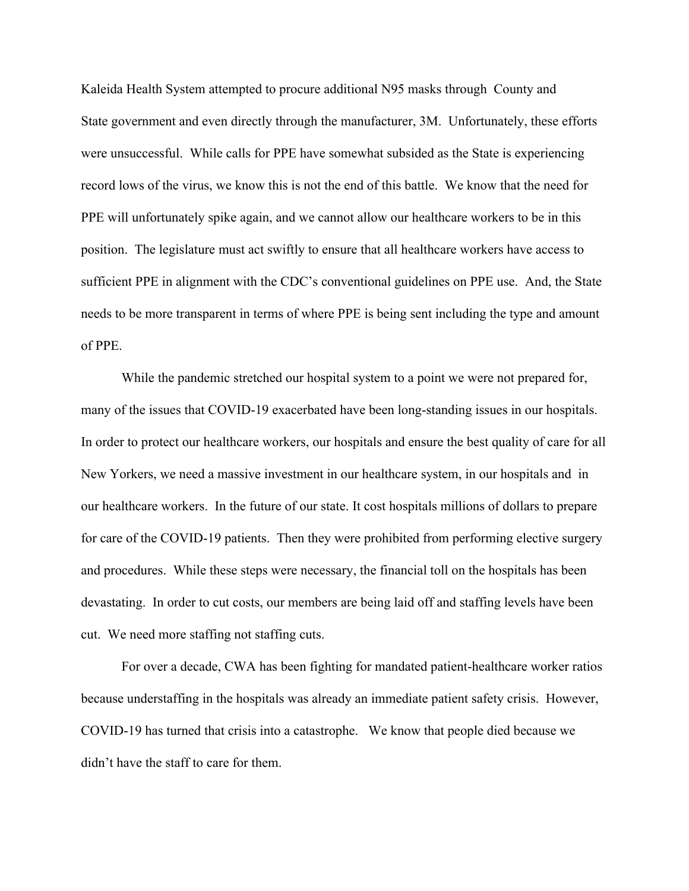Kaleida Health System attempted to procure additional N95 masks through County and State government and even directly through the manufacturer, 3M. Unfortunately, these efforts were unsuccessful. While calls for PPE have somewhat subsided as the State is experiencing record lows of the virus, we know this is not the end of this battle. We know that the need for PPE will unfortunately spike again, and we cannot allow our healthcare workers to be in this position. The legislature must act swiftly to ensure that all healthcare workers have access to sufficient PPE in alignment with the CDC's conventional guidelines on PPE use. And, the State needs to be more transparent in terms of where PPE is being sent including the type and amount of PPE.

While the pandemic stretched our hospital system to a point we were not prepared for, many of the issues that COVID-19 exacerbated have been long-standing issues in our hospitals. In order to protect our healthcare workers, our hospitals and ensure the best quality of care for all New Yorkers, we need a massive investment in our healthcare system, in our hospitals and in our healthcare workers. In the future of our state. It cost hospitals millions of dollars to prepare for care of the COVID-19 patients. Then they were prohibited from performing elective surgery and procedures. While these steps were necessary, the financial toll on the hospitals has been devastating. In order to cut costs, our members are being laid off and staffing levels have been cut. We need more staffing not staffing cuts.

For over a decade, CWA has been fighting for mandated patient-healthcare worker ratios because understaffing in the hospitals was already an immediate patient safety crisis. However, COVID-19 has turned that crisis into a catastrophe. We know that people died because we didn't have the staff to care for them.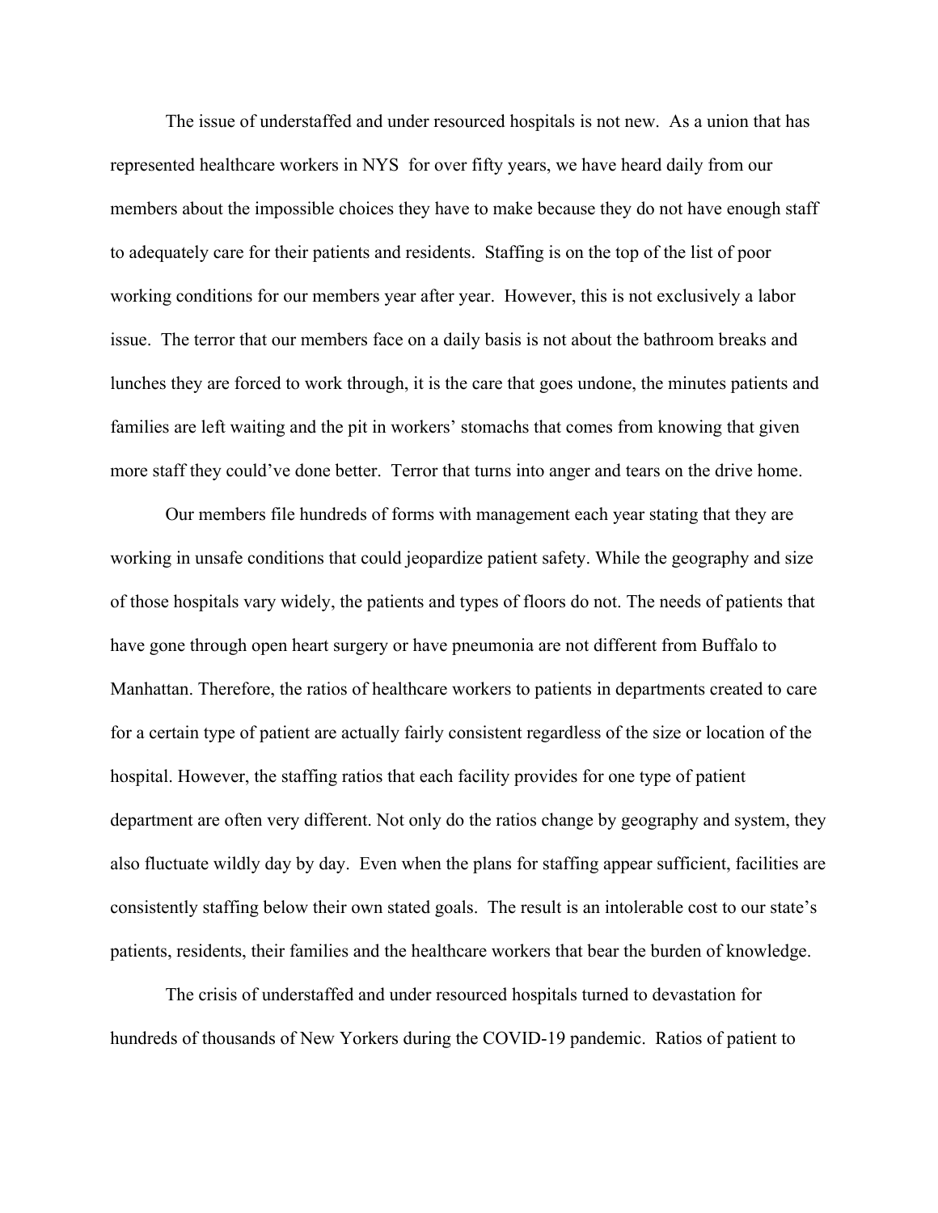The issue of understaffed and under resourced hospitals is not new. As a union that has represented healthcare workers in NYS for over fifty years, we have heard daily from our members about the impossible choices they have to make because they do not have enough staff to adequately care for their patients and residents. Staffing is on the top of the list of poor working conditions for our members year after year. However, this is not exclusively a labor issue. The terror that our members face on a daily basis is not about the bathroom breaks and lunches they are forced to work through, it is the care that goes undone, the minutes patients and families are left waiting and the pit in workers' stomachs that comes from knowing that given more staff they could've done better. Terror that turns into anger and tears on the drive home.

Our members file hundreds of forms with management each year stating that they are working in unsafe conditions that could jeopardize patient safety. While the geography and size of those hospitals vary widely, the patients and types of floors do not. The needs of patients that have gone through open heart surgery or have pneumonia are not different from Buffalo to Manhattan. Therefore, the ratios of healthcare workers to patients in departments created to care for a certain type of patient are actually fairly consistent regardless of the size or location of the hospital. However, the staffing ratios that each facility provides for one type of patient department are often very different. Not only do the ratios change by geography and system, they also fluctuate wildly day by day. Even when the plans for staffing appear sufficient, facilities are consistently staffing below their own stated goals. The result is an intolerable cost to our state's patients, residents, their families and the healthcare workers that bear the burden of knowledge.

The crisis of understaffed and under resourced hospitals turned to devastation for hundreds of thousands of New Yorkers during the COVID-19 pandemic. Ratios of patient to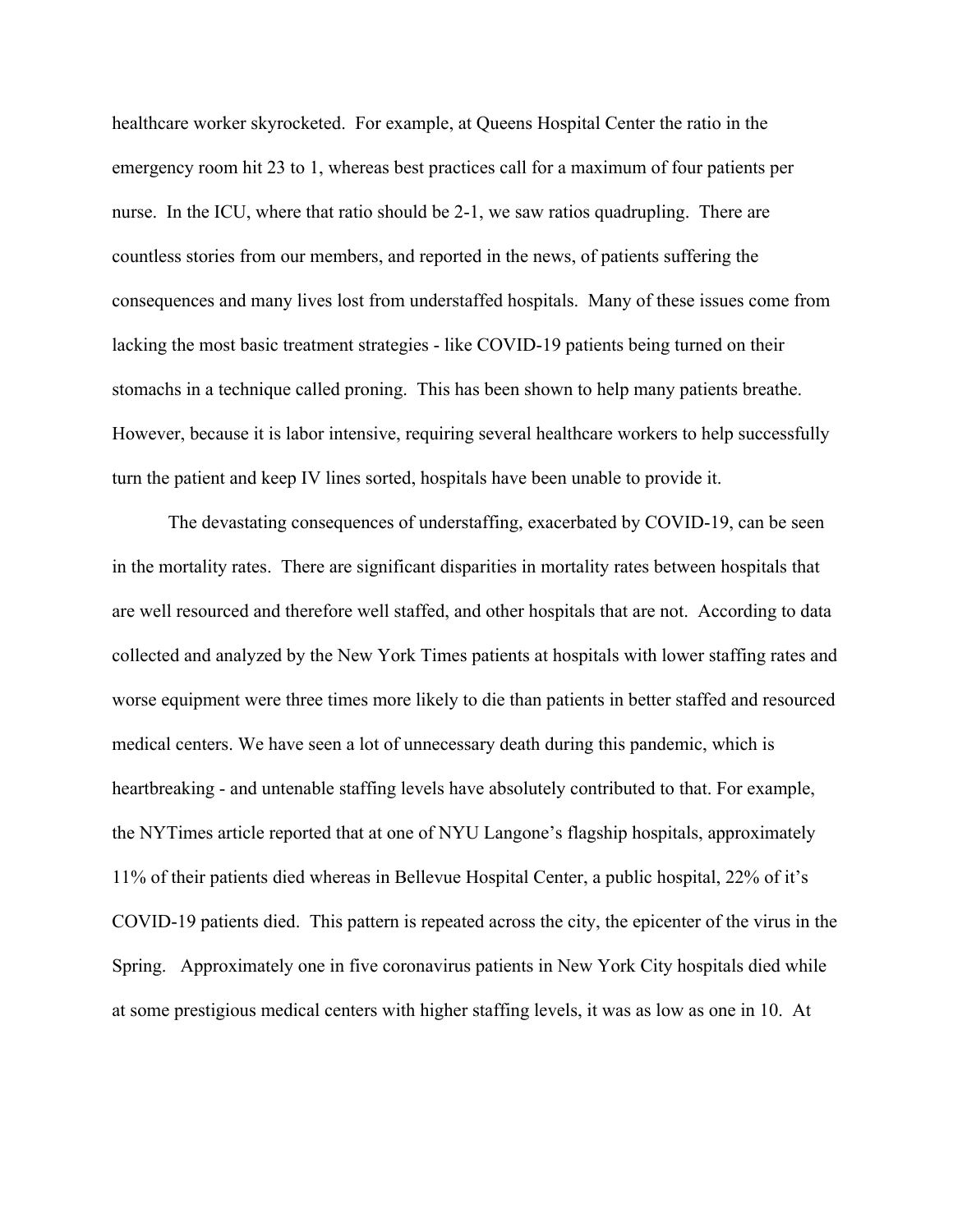healthcare worker skyrocketed. For example, at Queens Hospital Center the ratio in the emergency room hit 23 to 1, whereas best practices call for a maximum of four patients per nurse. In the ICU, where that ratio should be 2-1, we saw ratios quadrupling. There are countless stories from our members, and reported in the news, of patients suffering the consequences and many lives lost from understaffed hospitals. Many of these issues come from lacking the most basic treatment strategies - like COVID-19 patients being turned on their stomachs in a technique called proning. This has been shown to help many patients breathe. However, because it is labor intensive, requiring several healthcare workers to help successfully turn the patient and keep IV lines sorted, hospitals have been unable to provide it.

The devastating consequences of understaffing, exacerbated by COVID-19, can be seen in the mortality rates. There are significant disparities in mortality rates between hospitals that are well resourced and therefore well staffed, and other hospitals that are not. According to data collected and analyzed by the New York Times patients at hospitals with lower staffing rates and worse equipment were three times more likely to die than patients in better staffed and resourced medical centers. We have seen a lot of unnecessary death during this pandemic, which is heartbreaking - and untenable staffing levels have absolutely contributed to that. For example, the NYTimes article reported that at one of NYU Langone's flagship hospitals, approximately 11% of their patients died whereas in Bellevue Hospital Center, a public hospital, 22% of it's COVID-19 patients died. This pattern is repeated across the city, the epicenter of the virus in the Spring. Approximately one in five coronavirus patients in New York City hospitals died while at some prestigious medical centers with higher staffing levels, it was as low as one in 10. At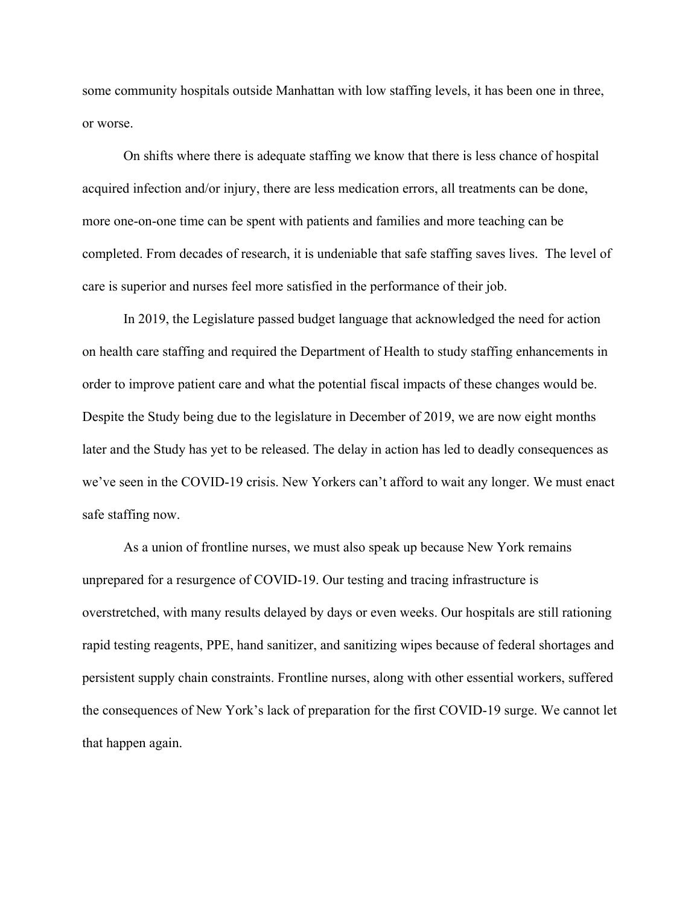some community hospitals outside Manhattan with low staffing levels, it has been one in three, or worse.

On shifts where there is adequate staffing we know that there is less chance of hospital acquired infection and/or injury, there are less medication errors, all treatments can be done, more one-on-one time can be spent with patients and families and more teaching can be completed. From decades of research, it is undeniable that safe staffing saves lives. The level of care is superior and nurses feel more satisfied in the performance of their job.

In 2019, the Legislature passed budget language that acknowledged the need for action on health care staffing and required the Department of Health to study staffing enhancements in order to improve patient care and what the potential fiscal impacts of these changes would be. Despite the Study being due to the legislature in December of 2019, we are now eight months later and the Study has yet to be released. The delay in action has led to deadly consequences as we've seen in the COVID-19 crisis. New Yorkers can't afford to wait any longer. We must enact safe staffing now.

As a union of frontline nurses, we must also speak up because New York remains unprepared for a resurgence of COVID-19. Our testing and tracing infrastructure is overstretched, with many results delayed by days or even weeks. Our hospitals are still rationing rapid testing reagents, PPE, hand sanitizer, and sanitizing wipes because of federal shortages and persistent supply chain constraints. Frontline nurses, along with other essential workers, suffered the consequences of New York's lack of preparation for the first COVID-19 surge. We cannot let that happen again.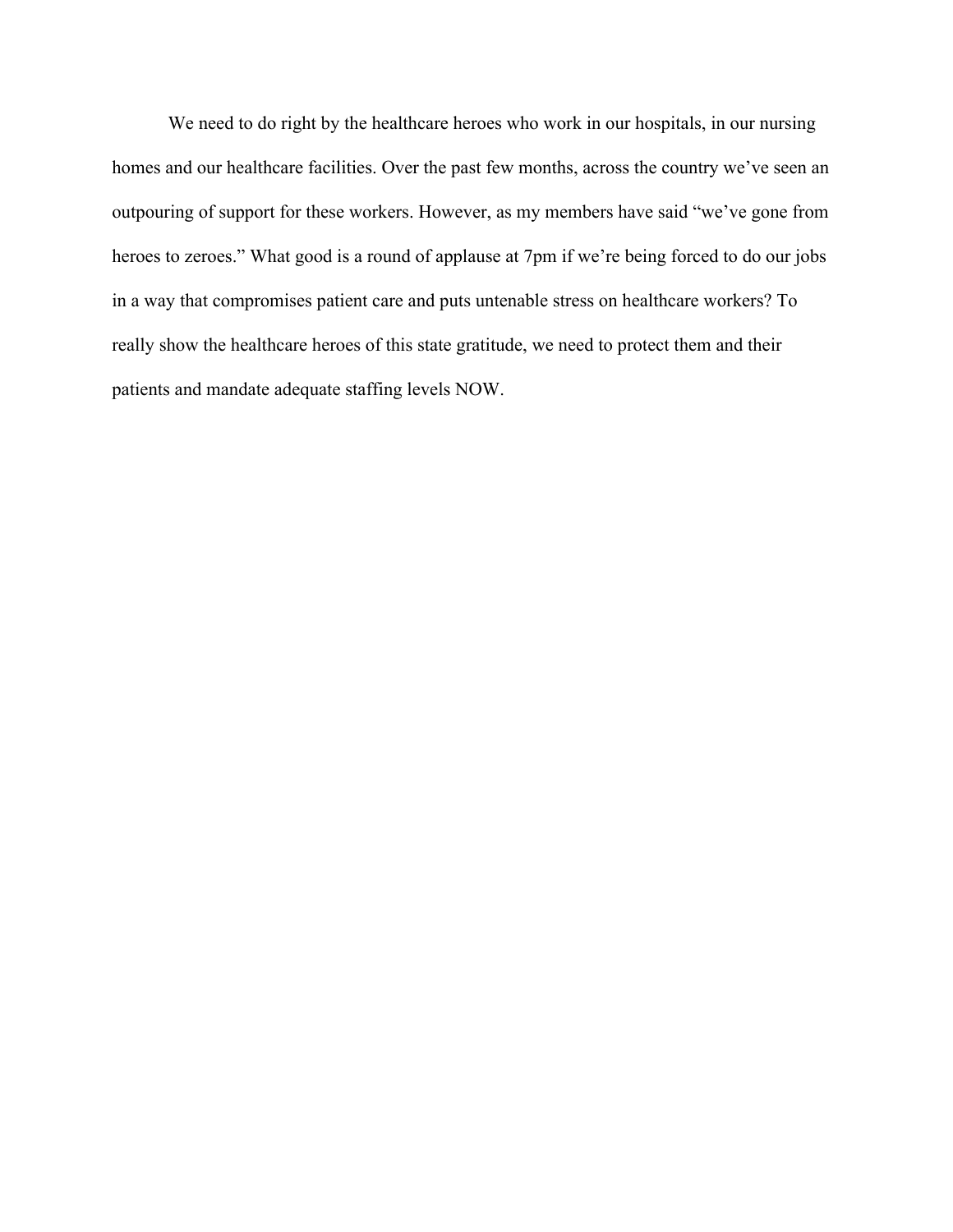We need to do right by the healthcare heroes who work in our hospitals, in our nursing homes and our healthcare facilities. Over the past few months, across the country we've seen an outpouring of support for these workers. However, as my members have said "we've gone from heroes to zeroes." What good is a round of applause at 7pm if we're being forced to do our jobs in a way that compromises patient care and puts untenable stress on healthcare workers? To really show the healthcare heroes of this state gratitude, we need to protect them and their patients and mandate adequate staffing levels NOW.